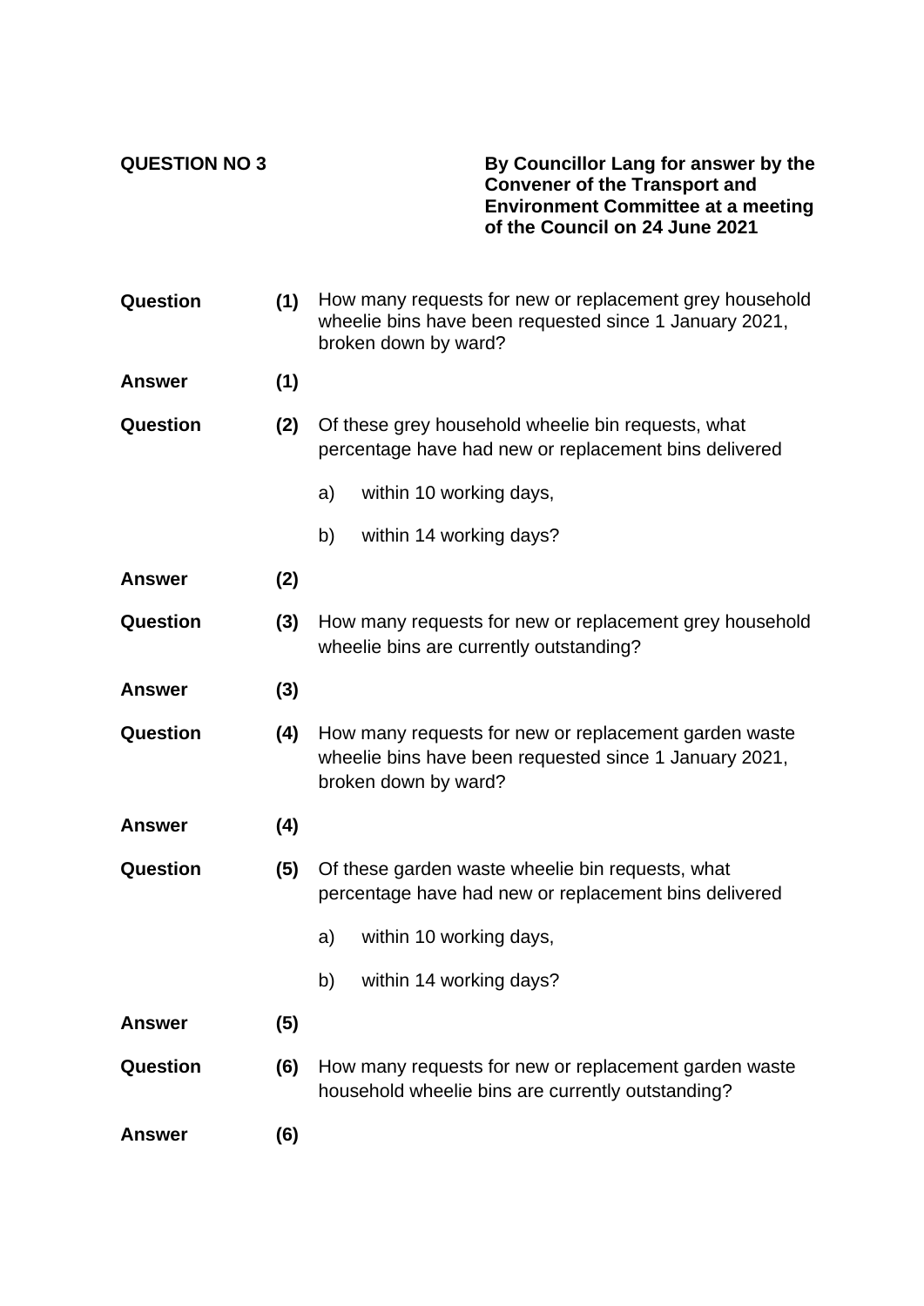**QUESTION NO 3**

**By Councillor Lang for answer by the Convener of the Transport and Environment Committee at a meeting of the Council on 24 June 2021**

**Question** **(1)** How many requests for new or replacement grey household wheelie bins have been requested since 1 January 2021, broken down by ward?

**Answer** **(1)**

**Question** **(2)** Of these grey household wheelie bin requests, what percentage have had new or replacement bins delivered

a) within 10 working days,

b) within 14 working days?

**Answer** **(2)**

**Question** **(3)** How many requests for new or replacement grey household wheelie bins are currently outstanding?

**Answer** **(3)**

**Question** **(4)** How many requests for new or replacement garden waste wheelie bins have been requested since 1 January 2021, broken down by ward?

**Answer** **(4)**

**Question** **(5)** Of these garden waste wheelie bin requests, what percentage have had new or replacement bins delivered

a) within 10 working days,

b) within 14 working days?

**Answer** **(5)**

**Question** **(6)** How many requests for new or replacement garden waste household wheelie bins are currently outstanding?

**Answer** **(6)**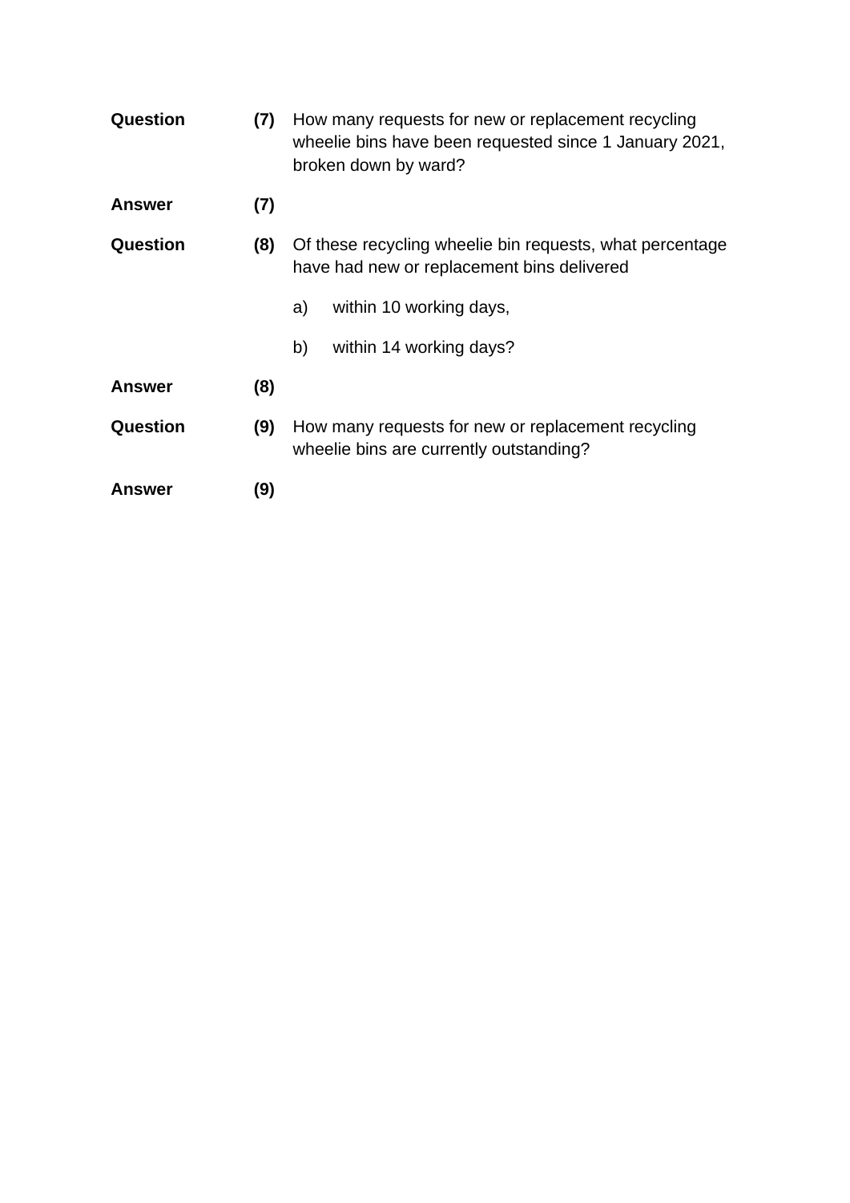**Question** **(7)** How many requests for new or replacement recycling wheelie bins have been requested since 1 January 2021, broken down by ward?

**Answer** **(7)**

**Question** **(8)** Of these recycling wheelie bin requests, what percentage have had new or replacement bins delivered

a) within 10 working days,

b) within 14 working days?

**Answer** **(8)**

**Question** **(9)** How many requests for new or replacement recycling wheelie bins are currently outstanding?

**Answer** **(9)**